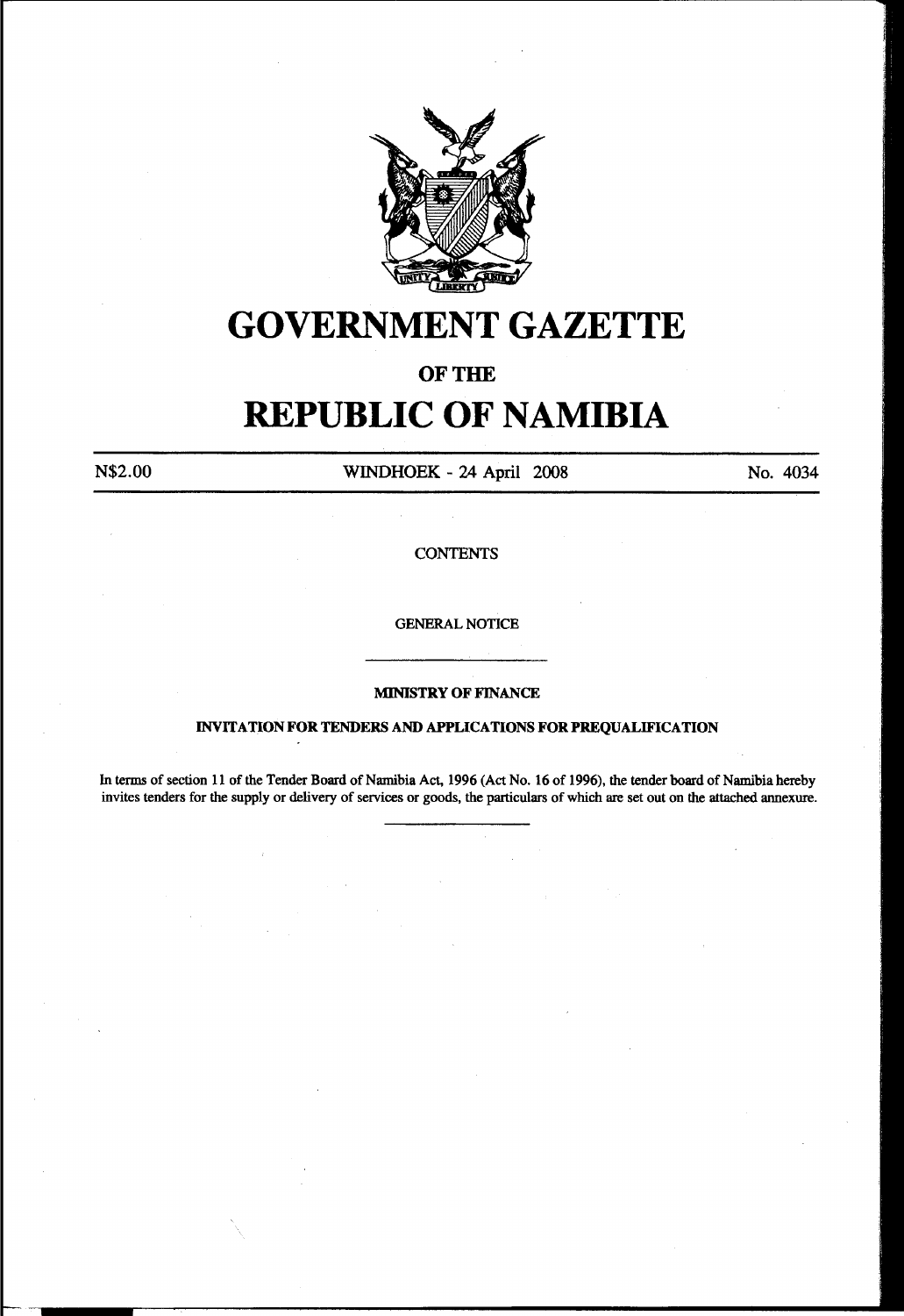# GOVERNMENT GAZETTE

## OF THE

# REPUBLIC OF NAMIBIA

N$2.00 WINDHOEK - 24 April 2008 No. 4034

CONTENTS

GENERAL NOTICE

---

**MINISTRY OF FINANCE**

**INVITATION FOR TENDERS AND APPLICATIONS FOR PREQUALIFICATION**

In terms of section 11 of the Tender Board of Namibia Act, 1996 (Act No. 16 of 1996), the tender board of Namibia hereby invites tenders for the supply or delivery of services or goods, the particulars of which are set out on the attached annexure.

---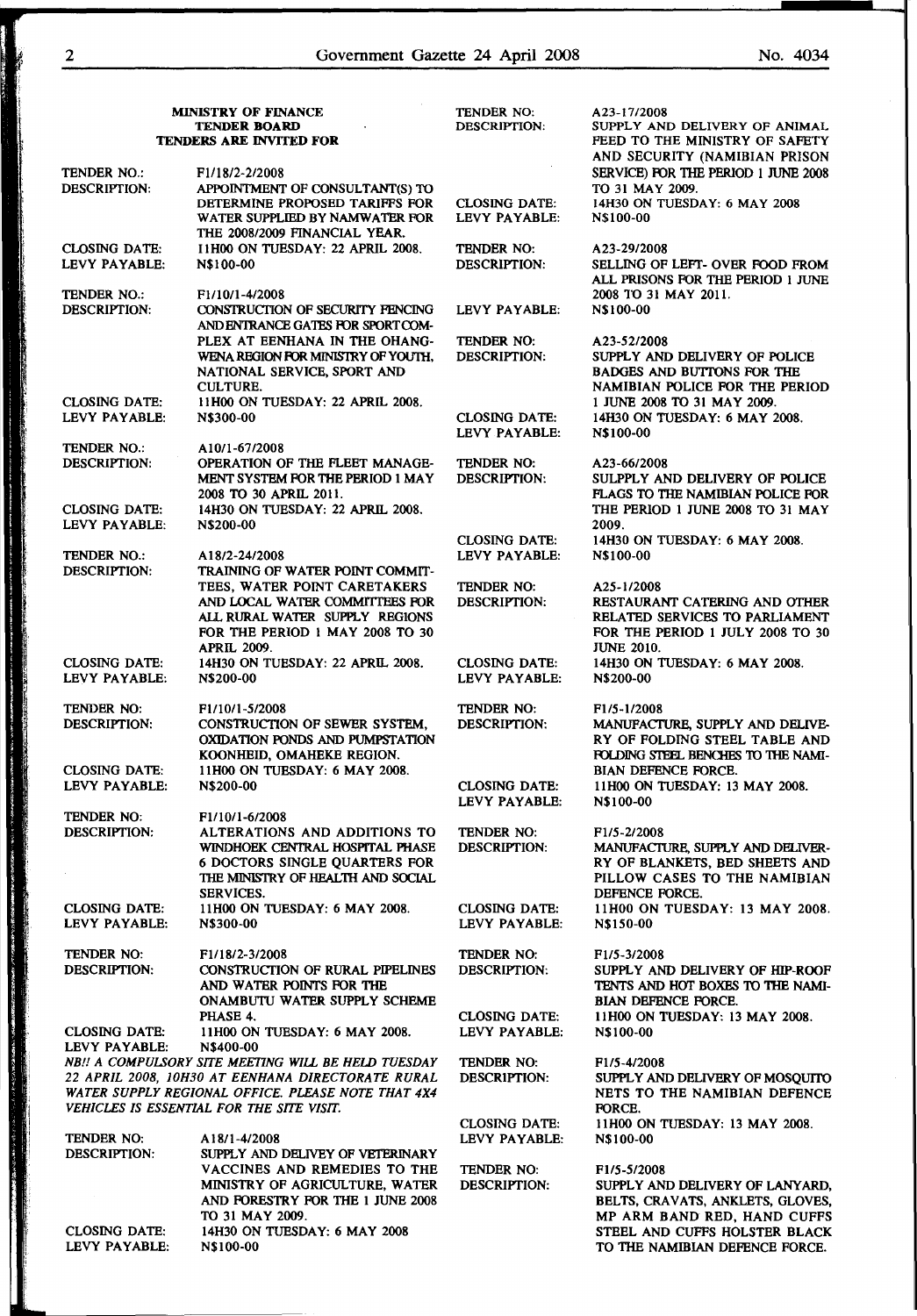**MINISTRY OF FINANCE**
**TENDER BOARD**
**TENDERS ARE INVITED FOR**

| | |
|---|---|
| TENDER NO.: | F1/18/2-2/2008 |
| DESCRIPTION: | APPOINTMENT OF CONSULTANT(S) TO DETERMINE PROPOSED TARIFFS FOR WATER SUPPLIED BY NAMWATER FOR THE 2008/2009 FINANCIAL YEAR. |
| CLOSING DATE: | 11H00 ON TUESDAY: 22 APRIL 2008. |
| LEVY PAYABLE: | N$100-00 |

| | |
|---|---|
| TENDER NO.: | F1/10/1-4/2008 |
| DESCRIPTION: | CONSTRUCTION OF SECURITY FENCING AND ENTRANCE GATES FOR SPORT COMPLEX AT EENHANA IN THE OHANGWENA REGION FOR MINISTRY OF YOUTH, NATIONAL SERVICE, SPORT AND CULTURE. |
| CLOSING DATE: | 11H00 ON TUESDAY: 22 APRIL 2008. |
| LEVY PAYABLE: | N$300-00 |

| | |
|---|---|
| TENDER NO.: | A10/1-67/2008 |
| DESCRIPTION: | OPERATION OF THE FLEET MANAGEMENT SYSTEM FOR THE PERIOD 1 MAY 2008 TO 30 APRIL 2011. |
| CLOSING DATE: | 14H30 ON TUESDAY: 22 APRIL 2008. |
| LEVY PAYABLE: | N$200-00 |

| | |
|---|---|
| TENDER NO.: | A18/2-24/2008 |
| DESCRIPTION: | TRAINING OF WATER POINT COMMITTEES, WATER POINT CARETAKERS AND LOCAL WATER COMMITTEES FOR ALL RURAL WATER SUPPLY REGIONS FOR THE PERIOD 1 MAY 2008 TO 30 APRIL 2009. |
| CLOSING DATE: | 14H30 ON TUESDAY: 22 APRIL 2008. |
| LEVY PAYABLE: | N$200-00 |

| | |
|---|---|
| TENDER NO: | F1/10/1-5/2008 |
| DESCRIPTION: | CONSTRUCTION OF SEWER SYSTEM, OXIDATION PONDS AND PUMPSTATION KOONHEID, OMAHEKE REGION. |
| CLOSING DATE: | 11H00 ON TUESDAY: 6 MAY 2008. |
| LEVY PAYABLE: | N$200-00 |

| | |
|---|---|
| TENDER NO: | F1/10/1-6/2008 |
| DESCRIPTION: | ALTERATIONS AND ADDITIONS TO WINDHOEK CENTRAL HOSPITAL PHASE 6 DOCTORS SINGLE QUARTERS FOR THE MINISTRY OF HEALTH AND SOCIAL SERVICES. |
| CLOSING DATE: | 11H00 ON TUESDAY: 6 MAY 2008. |
| LEVY PAYABLE: | N$300-00 |

| | |
|---|---|
| TENDER NO: | F1/18/2-3/2008 |
| DESCRIPTION: | CONSTRUCTION OF RURAL PIPELINES AND WATER POINTS FOR THE ONAMBUTU WATER SUPPLY SCHEME PHASE 4. |
| CLOSING DATE: | 11H00 ON TUESDAY: 6 MAY 2008. |
| LEVY PAYABLE: | N$400-00 |

*NB!! A COMPULSORY SITE MEETING WILL BE HELD TUESDAY 22 APRIL 2008, 10H30 AT EENHANA DIRECTORATE RURAL WATER SUPPLY REGIONAL OFFICE. PLEASE NOTE THAT 4X4 VEHICLES IS ESSENTIAL FOR THE SITE VISIT.*

| | |
|---|---|
| TENDER NO: | A18/1-4/2008 |
| DESCRIPTION: | SUPPLY AND DELIVEY OF VETERINARY VACCINES AND REMEDIES TO THE MINISTRY OF AGRICULTURE, WATER AND FORESTRY FOR THE 1 JUNE 2008 TO 31 MAY 2009. |
| CLOSING DATE: | 14H30 ON TUESDAY: 6 MAY 2008 |
| LEVY PAYABLE: | N$100-00 |

| | |
|---|---|
| TENDER NO: | A23-17/2008 |
| DESCRIPTION: | SUPPLY AND DELIVERY OF ANIMAL FEED TO THE MINISTRY OF SAFETY AND SECURITY (NAMIBIAN PRISON SERVICE) FOR THE PERIOD 1 JUNE 2008 TO 31 MAY 2009. |
| CLOSING DATE: | 14H30 ON TUESDAY: 6 MAY 2008 |
| LEVY PAYABLE: | N$100-00 |

| | |
|---|---|
| TENDER NO: | A23-29/2008 |
| DESCRIPTION: | SELLING OF LEFT- OVER FOOD FROM ALL PRISONS FOR THE PERIOD 1 JUNE 2008 TO 31 MAY 2011. |
| LEVY PAYABLE: | N$100-00 |

| | |
|---|---|
| TENDER NO: | A23-52/2008 |
| DESCRIPTION: | SUPPLY AND DELIVERY OF POLICE BADGES AND BUTTONS FOR THE NAMIBIAN POLICE FOR THE PERIOD 1 JUNE 2008 TO 31 MAY 2009. |
| CLOSING DATE: | 14H30 ON TUESDAY: 6 MAY 2008. |
| LEVY PAYABLE: | N$100-00 |

| | |
|---|---|
| TENDER NO: | A23-66/2008 |
| DESCRIPTION: | SULPPLY AND DELIVERY OF POLICE FLAGS TO THE NAMIBIAN POLICE FOR THE PERIOD 1 JUNE 2008 TO 31 MAY 2009. |
| CLOSING DATE: | 14H30 ON TUESDAY: 6 MAY 2008. |
| LEVY PAYABLE: | N$100-00 |

| | |
|---|---|
| TENDER NO: | A25-1/2008 |
| DESCRIPTION: | RESTAURANT CATERING AND OTHER RELATED SERVICES TO PARLIAMENT FOR THE PERIOD 1 JULY 2008 TO 30 JUNE 2010. |
| CLOSING DATE: | 14H30 ON TUESDAY: 6 MAY 2008. |
| LEVY PAYABLE: | N$200-00 |

| | |
|---|---|
| TENDER NO: | F1/5-1/2008 |
| DESCRIPTION: | MANUFACTURE, SUPPLY AND DELIVERY OF FOLDING STEEL TABLE AND FOLDING STEEL BENCHES TO THE NAMIBIAN DEFENCE FORCE. |
| CLOSING DATE: | 11H00 ON TUESDAY: 13 MAY 2008. |
| LEVY PAYABLE: | N$100-00 |

| | |
|---|---|
| TENDER NO: | F1/5-2/2008 |
| DESCRIPTION: | MANUFACTURE, SUPPLY AND DELIVERRY OF BLANKETS, BED SHEETS AND PILLOW CASES TO THE NAMIBIAN DEFENCE FORCE. |
| CLOSING DATE: | 11H00 ON TUESDAY: 13 MAY 2008. |
| LEVY PAYABLE: | N$150-00 |

| | |
|---|---|
| TENDER NO: | F1/5-3/2008 |
| DESCRIPTION: | SUPPLY AND DELIVERY OF HIP-ROOF TENTS AND HOT BOXES TO THE NAMIBIAN DEFENCE FORCE. |
| CLOSING DATE: | 11H00 ON TUESDAY: 13 MAY 2008. |
| LEVY PAYABLE: | N$100-00 |

| | |
|---|---|
| TENDER NO: | F1/5-4/2008 |
| DESCRIPTION: | SUPPLY AND DELIVERY OF MOSQUITO NETS TO THE NAMIBIAN DEFENCE FORCE. |
| CLOSING DATE: | 11H00 ON TUESDAY: 13 MAY 2008. |
| LEVY PAYABLE: | N$100-00 |

| | |
|---|---|
| TENDER NO: | F1/5-5/2008 |
| DESCRIPTION: | SUPPLY AND DELIVERY OF LANYARD, BELTS, CRAVATS, ANKLETS, GLOVES, MP ARM BAND RED, HAND CUFFS STEEL AND CUFFS HOLSTER BLACK TO THE NAMIBIAN DEFENCE FORCE. |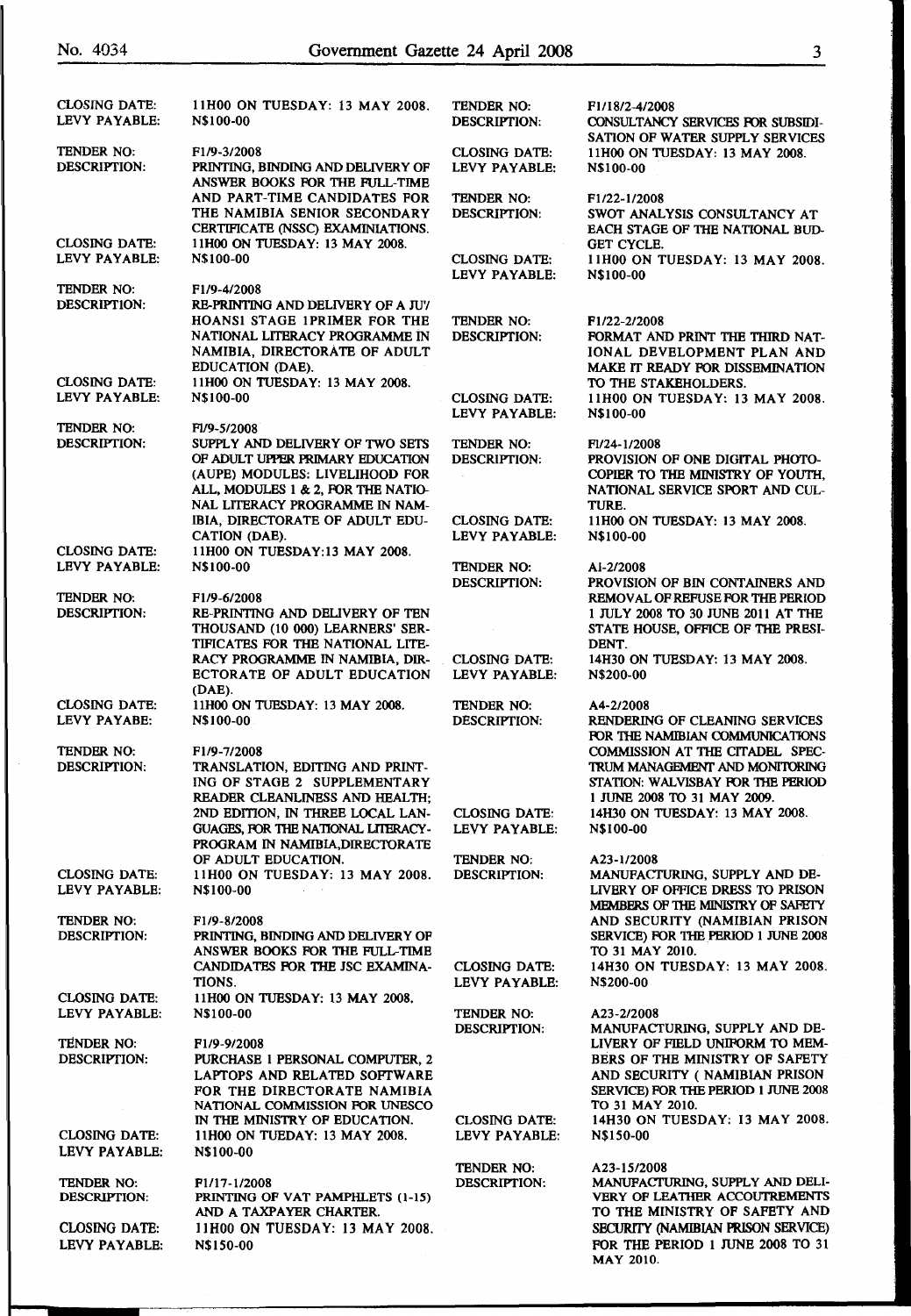| | |
|---|---|
| CLOSING DATE: | 11H00 ON TUESDAY: 13 MAY 2008. |
| LEVY PAYABLE: | N$100-00 |
| | |
| TENDER NO: | F1/9-3/2008 |
| DESCRIPTION: | PRINTING, BINDING AND DELIVERY OF ANSWER BOOKS FOR THE FULL-TIME AND PART-TIME CANDIDATES FOR THE NAMIBIA SENIOR SECONDARY CERTIFICATE (NSSC) EXAMINATIONS. |
| CLOSING DATE: | 11H00 ON TUESDAY: 13 MAY 2008. |
| LEVY PAYABLE: | N$100-00 |
| | |
| TENDER NO: | F1/9-4/2008 |
| DESCRIPTION: | RE-PRINTING AND DELIVERY OF A JU'/HOANSI STAGE 1PRIMER FOR THE NATIONAL LITERACY PROGRAMME IN NAMIBIA, DIRECTORATE OF ADULT EDUCATION (DAE). |
| CLOSING DATE: | 11H00 ON TUESDAY: 13 MAY 2008. |
| LEVY PAYABLE: | N$100-00 |
| | |
| TENDER NO: | Fl/9-5/2008 |
| DESCRIPTION: | SUPPLY AND DELIVERY OF TWO SETS OF ADULT UPPER PRIMARY EDUCATION (AUPE) MODULES: LIVELIHOOD FOR ALL, MODULES 1 & 2, FOR THE NATIONAL LITERACY PROGRAMME IN NAMIBIA, DIRECTORATE OF ADULT EDUCATION (DAE). |
| CLOSING DATE: | 11H00 ON TUESDAY:13 MAY 2008. |
| LEVY PAYABLE: | N$100-00 |
| | |
| TENDER NO: | F1/9-6/2008 |
| DESCRIPTION: | RE-PRINTING AND DELIVERY OF TEN THOUSAND (10 000) LEARNERS' SERTIFICATES FOR THE NATIONAL LITERACY PROGRAMME IN NAMIBIA, DIRECTORATE OF ADULT EDUCATION (DAE). |
| CLOSING DATE: | 11H00 ON TUESDAY: 13 MAY 2008. |
| LEVY PAYABE: | N$100-00 |
| | |
| TENDER NO: | F1/9-7/2008 |
| DESCRIPTION: | TRANSLATION, EDITING AND PRINTING OF STAGE 2 SUPPLEMENTARY READER CLEANLINESS AND HEALTH; 2ND EDITION, IN THREE LOCAL LANGUAGES, FOR THE NATIONAL LITERACY-PROGRAM IN NAMIBIA,DIRECTORATE OF ADULT EDUCATION. |
| CLOSING DATE: | 11H00 ON TUESDAY: 13 MAY 2008. |
| LEVY PAYABLE: | N$100-00 |
| | |
| TENDER NO: | F1/9-8/2008 |
| DESCRIPTION: | PRINTING, BINDING AND DELIVERY OF ANSWER BOOKS FOR THE FULL-TIME CANDIDATES FOR THE JSC EXAMINATIONS. |
| CLOSING DATE: | 11H00 ON TUESDAY: 13 MAY 2008. |
| LEVY PAYABLE: | N$100-00 |
| | |
| TENDER NO: | F1/9-9/2008 |
| DESCRIPTION: | PURCHASE 1 PERSONAL COMPUTER, 2 LAPTOPS AND RELATED SOFTWARE FOR THE DIRECTORATE NAMIBIA NATIONAL COMMISSION FOR UNESCO IN THE MINISTRY OF EDUCATION. |
| CLOSING DATE: | 11H00 ON TUEDAY: 13 MAY 2008. |
| LEVY PAYABLE: | N$100-00 |
| | |
| TENDER NO: | F1/17-1/2008 |
| DESCRIPTION: | PRINTING OF VAT PAMPHLETS (1-15) AND A TAXPAYER CHARTER. |
| CLOSING DATE: | 11H00 ON TUESDAY: 13 MAY 2008. |
| LEVY PAYABLE: | N$150-00 |
| | |
| TENDER NO: | F1/18/2-4/2008 |
| DESCRIPTION: | CONSULTANCY SERVICES FOR SUBSIDISATION OF WATER SUPPLY SERVICES |
| CLOSING DATE: | 11H00 ON TUESDAY: 13 MAY 2008. |
| LEVY PAYABLE: | N$100-00 |
| | |
| TENDER NO: | F1/22-1/2008 |
| DESCRIPTION: | SWOT ANALYSIS CONSULTANCY AT EACH STAGE OF THE NATIONAL BUDGET CYCLE. |
| CLOSING DATE: | 11H00 ON TUESDAY: 13 MAY 2008. |
| LEVY PAYABLE: | N$100-00 |
| | |
| TENDER NO: | F1/22-2/2008 |
| DESCRIPTION: | FORMAT AND PRINT THE THIRD NATIONAL DEVELOPMENT PLAN AND MAKE IT READY FOR DISSEMINATION TO THE STAKEHOLDERS. |
| CLOSING DATE: | 11H00 ON TUESDAY: 13 MAY 2008. |
| LEVY PAYABLE: | N$100-00 |
| | |
| TENDER NO: | Fl/24-1/2008 |
| DESCRIPTION: | PROVISION OF ONE DIGITAL PHOTOCOPIER TO THE MINISTRY OF YOUTH, NATIONAL SERVICE SPORT AND CULTURE. |
| CLOSING DATE: | 11H00 ON TUESDAY: 13 MAY 2008. |
| LEVY PAYABLE: | N$100-00 |
| | |
| TENDER NO: | A1-2/2008 |
| DESCRIPTION: | PROVISION OF BIN CONTAINERS AND REMOVAL OF REFUSE FOR THE PERIOD 1 JULY 2008 TO 30 JUNE 2011 AT THE STATE HOUSE, OFFICE OF THE PRESIDENT. |
| CLOSING DATE: | 14H30 ON TUESDAY: 13 MAY 2008. |
| LEVY PAYABLE: | N$200-00 |
| | |
| TENDER NO: | A4-2/2008 |
| DESCRIPTION: | RENDERING OF CLEANING SERVICES FOR THE NAMIBIAN COMMUNICATIONS COMMISSION AT THE CITADEL SPECTRUM MANAGEMENT AND MONITORING STATION: WALVISBAY FOR THE PERIOD 1 JUNE 2008 TO 31 MAY 2009. |
| CLOSING DATE: | 14H30 ON TUESDAY: 13 MAY 2008. |
| LEVY PAYABLE: | N$100-00 |
| | |
| TENDER NO: | A23-1/2008 |
| DESCRIPTION: | MANUFACTURING, SUPPLY AND DELIVERY OF OFFICE DRESS TO PRISON MEMBERS OF THE MINISTRY OF SAFETY AND SECURITY (NAMIBIAN PRISON SERVICE) FOR THE PERIOD 1 JUNE 2008 TO 31 MAY 2010. |
| CLOSING DATE: | 14H30 ON TUESDAY: 13 MAY 2008. |
| LEVY PAYABLE: | N$200-00 |
| | |
| TENDER NO: | A23-2/2008 |
| DESCRIPTION: | MANUFACTURING, SUPPLY AND DELIVERY OF FIELD UNIFORM TO MEMBERS OF THE MINISTRY OF SAFETY AND SECURITY ( NAMIBIAN PRISON SERVICE) FOR THE PERIOD 1 JUNE 2008 TO 31 MAY 2010. |
| CLOSING DATE: | 14H30 ON TUESDAY: 13 MAY 2008. |
| LEVY PAYABLE: | N$150-00 |
| | |
| TENDER NO: | A23-15/2008 |
| DESCRIPTION: | MANUFACTURING, SUPPLY AND DELIVERY OF LEATHER ACCOUTREMENTS TO THE MINISTRY OF SAFETY AND SECURITY (NAMIBIAN PRISON SERVICE) FOR THE PERIOD 1 JUNE 2008 TO 31 MAY 2010. |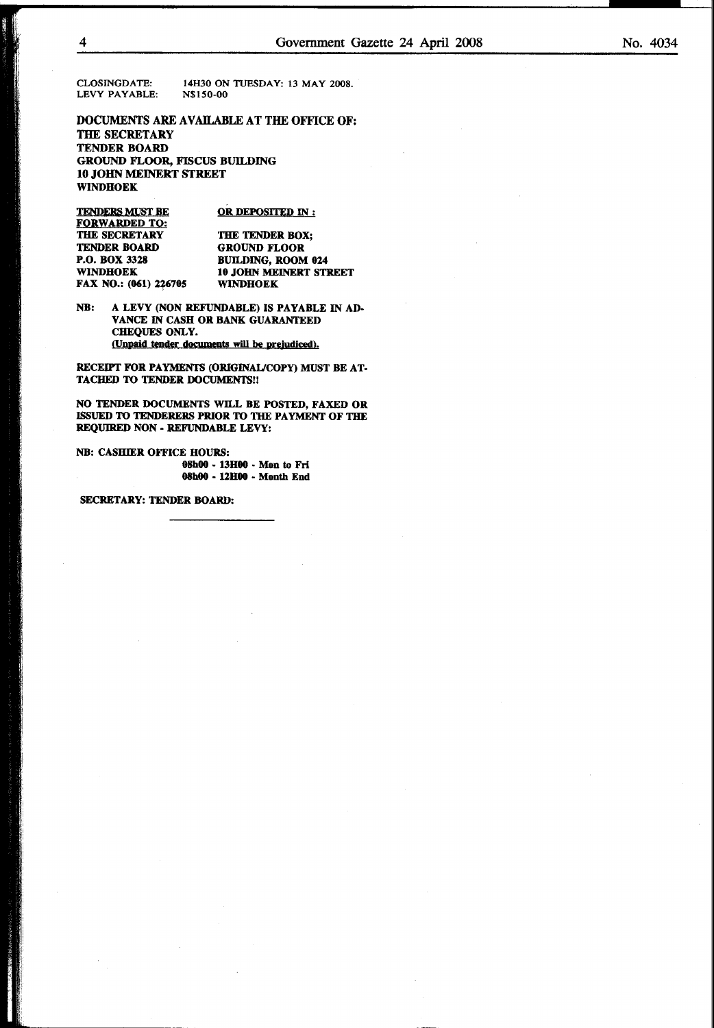CLOSINGDATE: 14H30 ON TUESDAY: 13 MAY 2008.
LEVY PAYABLE: N$150-00

**DOCUMENTS ARE AVAILABLE AT THE OFFICE OF:**
**THE SECRETARY**
**TENDER BOARD**
**GROUND FLOOR, FISCUS BUILDING**
**10 JOHN MEINERT STREET**
**WINDHOEK**

| TENDERS MUST BE FORWARDED TO: | OR DEPOSITED IN : |
|---|---|
| THE SECRETARY | THE TENDER BOX; |
| TENDER BOARD | GROUND FLOOR |
| P.O. BOX 3328 | BUILDING, ROOM 024 |
| WINDHOEK | 10 JOHN MEINERT STREET |
| FAX NO.: (061) 226705 | WINDHOEK |

**NB: A LEVY (NON REFUNDABLE) IS PAYABLE IN ADVANCE IN CASH OR BANK GUARANTEED CHEQUES ONLY.**
**(Unpaid tender documents will be prejudiced).**

**RECEIPT FOR PAYMENTS (ORIGINAL/COPY) MUST BE ATTACHED TO TENDER DOCUMENTS!!**

**NO TENDER DOCUMENTS WILL BE POSTED, FAXED OR ISSUED TO TENDERERS PRIOR TO THE PAYMENT OF THE REQUIRED NON - REFUNDABLE LEVY:**

**NB: CASHIER OFFICE HOURS:**
**08h00 - 13H00 - Mon to Fri**
**08h00 - 12H00 - Month End**

**SECRETARY: TENDER BOARD:**